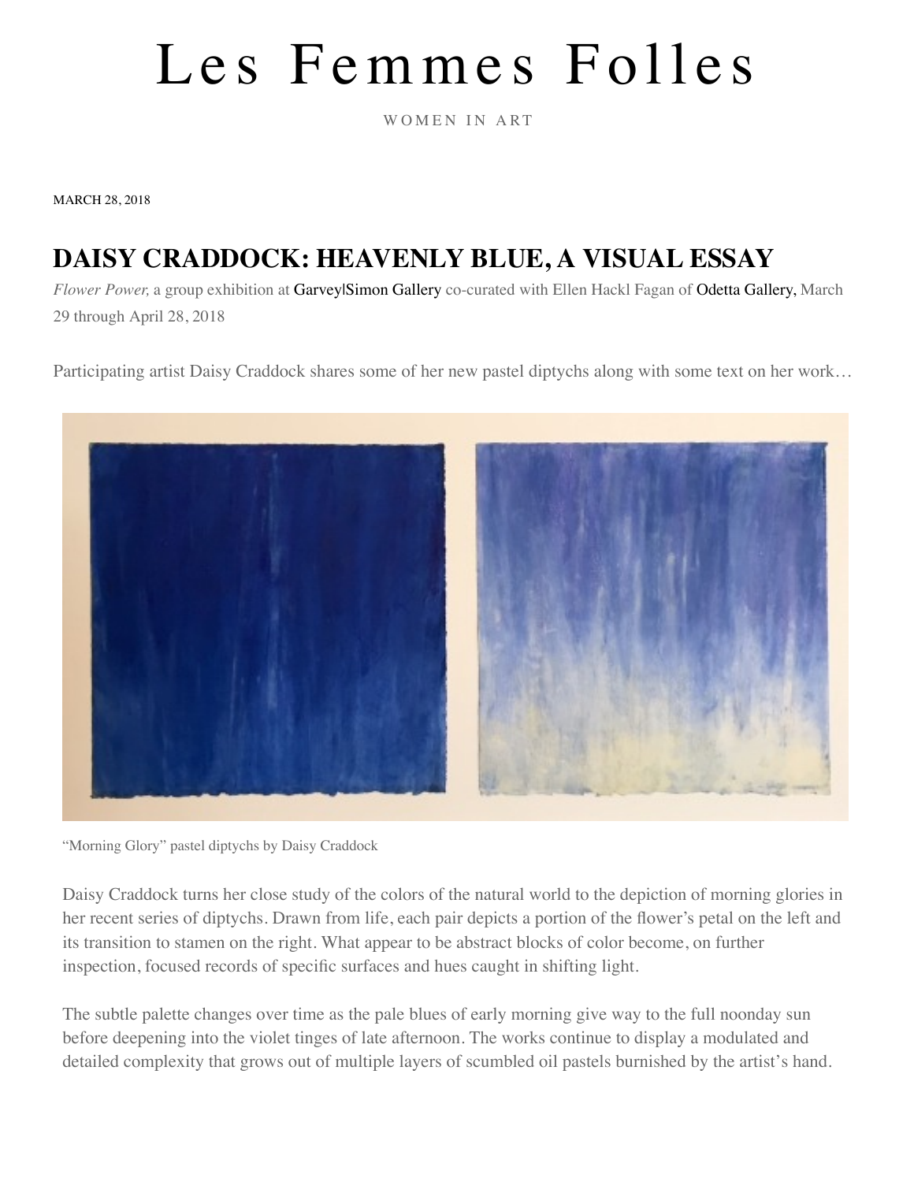# Les Femmes Folles

WOMEN IN ART

MARCH 28, 2018

## DAISY CRADDOCK: HEAVENLY BLUE, A VISUAL ESSAY

*Flower Power,* a group exhibition at Garvey|Simon Gallery co-curated with Ellen Hackl Fagan of Odetta Gallery, March 29 through April 28, 2018

Participating artist Daisy Craddock shares some of her new pastel diptychs along with some text on her work…

"Morning Glory" pastel diptychs by Daisy Craddock

Daisy Craddock turns her close study of the colors of the natural world to the depiction of morning glories in her recent series of diptychs. Drawn from life, each pair depicts a portion of the flower's petal on the left and its transition to stamen on the right. What appear to be abstract blocks of color become, on further inspection, focused records of specific surfaces and hues caught in shifting light.

The subtle palette changes over time as the pale blues of early morning give way to the full noonday sun before deepening into the violet tinges of late afternoon. The works continue to display a modulated and detailed complexity that grows out of multiple layers of scumbled oil pastels burnished by the artist's hand.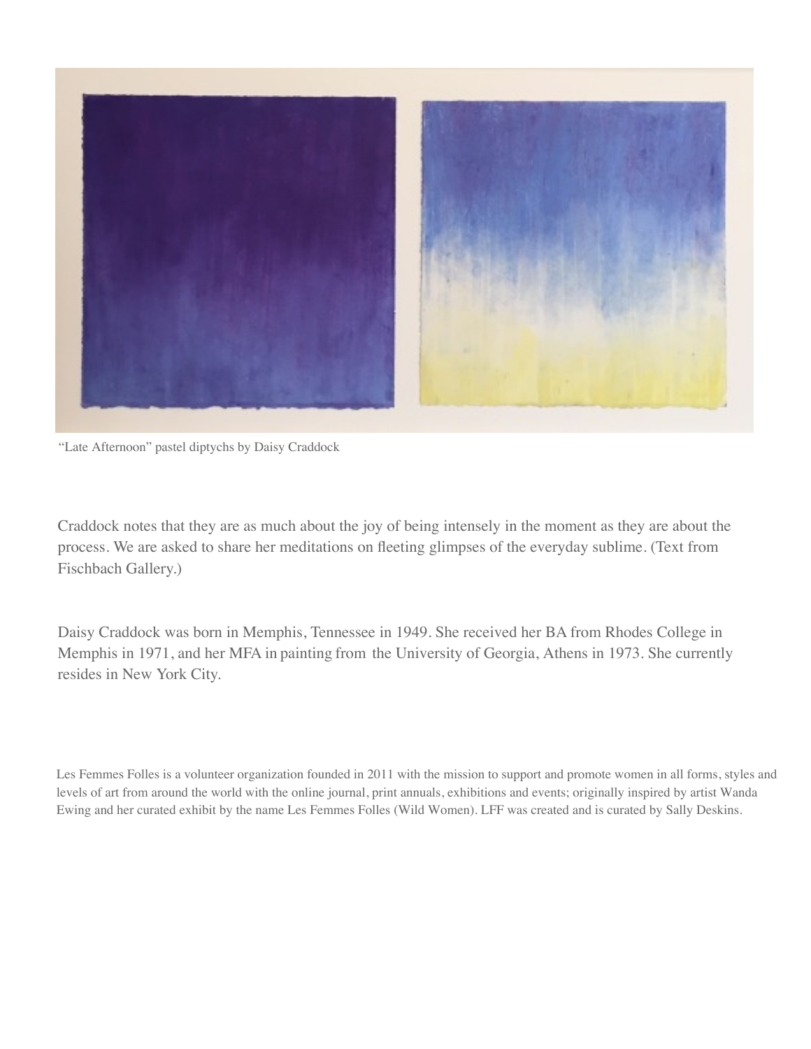"Late Afternoon" pastel diptychs by Daisy Craddock

Craddock notes that they are as much about the joy of being intensely in the moment as they are about the process. We are asked to share her meditations on fleeting glimpses of the everyday sublime. (Text from Fischbach Gallery.)

Daisy Craddock was born in Memphis, Tennessee in 1949. She received her BA from Rhodes College in Memphis in 1971, and her MFA in painting from the University of Georgia, Athens in 1973. She currently resides in New York City.

Les Femmes Folles is a volunteer organization founded in 2011 with the mission to support and promote women in all forms, styles and levels of art from around the world with the online journal, print annuals, exhibitions and events; originally inspired by artist Wanda Ewing and her curated exhibit by the name Les Femmes Folles (Wild Women). LFF was created and is curated by Sally Deskins.